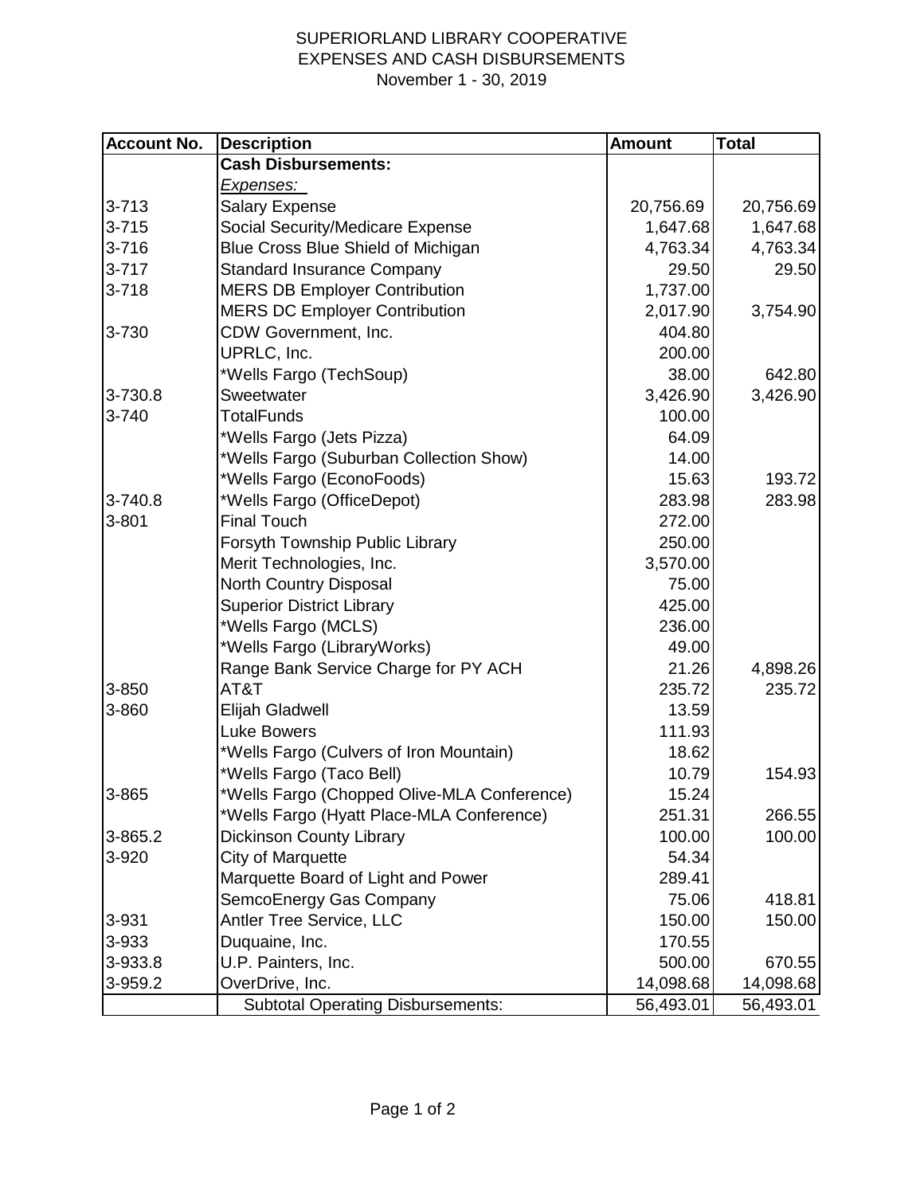SUPERIORLAND LIBRARY COOPERATIVE
EXPENSES AND CASH DISBURSEMENTS
November 1 - 30, 2019

| Account No. | Description | Amount | Total |
|---|---|---|---|
| | **Cash Disbursements:** | | |
| | *Expenses:* | | |
| 3-713 | Salary Expense | 20,756.69 | 20,756.69 |
| 3-715 | Social Security/Medicare Expense | 1,647.68 | 1,647.68 |
| 3-716 | Blue Cross Blue Shield of Michigan | 4,763.34 | 4,763.34 |
| 3-717 | Standard Insurance Company | 29.50 | 29.50 |
| 3-718 | MERS DB Employer Contribution | 1,737.00 | |
| | MERS DC Employer Contribution | 2,017.90 | 3,754.90 |
| 3-730 | CDW Government, Inc. | 404.80 | |
| | UPRLC, Inc. | 200.00 | |
| | *Wells Fargo (TechSoup) | 38.00 | 642.80 |
| 3-730.8 | Sweetwater | 3,426.90 | 3,426.90 |
| 3-740 | TotalFunds | 100.00 | |
| | *Wells Fargo (Jets Pizza) | 64.09 | |
| | *Wells Fargo (Suburban Collection Show) | 14.00 | |
| | *Wells Fargo (EconoFoods) | 15.63 | 193.72 |
| 3-740.8 | *Wells Fargo (OfficeDepot) | 283.98 | 283.98 |
| 3-801 | Final Touch | 272.00 | |
| | Forsyth Township Public Library | 250.00 | |
| | Merit Technologies, Inc. | 3,570.00 | |
| | North Country Disposal | 75.00 | |
| | Superior District Library | 425.00 | |
| | *Wells Fargo (MCLS) | 236.00 | |
| | *Wells Fargo (LibraryWorks) | 49.00 | |
| | Range Bank Service Charge for PY ACH | 21.26 | 4,898.26 |
| 3-850 | AT&T | 235.72 | 235.72 |
| 3-860 | Elijah Gladwell | 13.59 | |
| | Luke Bowers | 111.93 | |
| | *Wells Fargo (Culvers of Iron Mountain) | 18.62 | |
| | *Wells Fargo (Taco Bell) | 10.79 | 154.93 |
| 3-865 | *Wells Fargo (Chopped Olive-MLA Conference) | 15.24 | |
| | *Wells Fargo (Hyatt Place-MLA Conference) | 251.31 | 266.55 |
| 3-865.2 | Dickinson County Library | 100.00 | 100.00 |
| 3-920 | City of Marquette | 54.34 | |
| | Marquette Board of Light and Power | 289.41 | |
| | SemcoEnergy Gas Company | 75.06 | 418.81 |
| 3-931 | Antler Tree Service, LLC | 150.00 | 150.00 |
| 3-933 | Duquaine, Inc. | 170.55 | |
| 3-933.8 | U.P. Painters, Inc. | 500.00 | 670.55 |
| 3-959.2 | OverDrive, Inc. | 14,098.68 | 14,098.68 |
| | Subtotal Operating Disbursements: | 56,493.01 | 56,493.01 |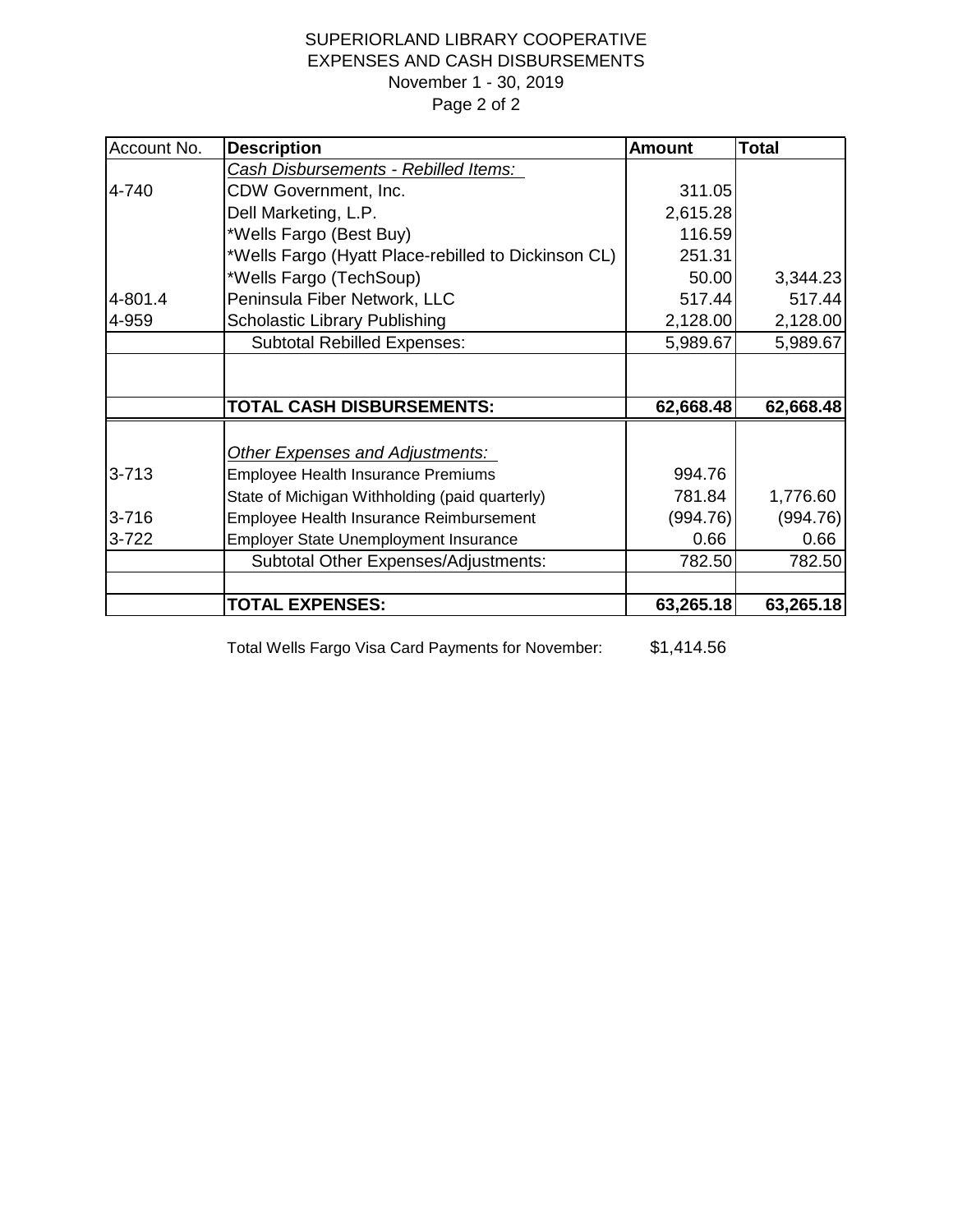# SUPERIORLAND LIBRARY COOPERATIVE
## EXPENSES AND CASH DISBURSEMENTS
### November 1 - 30, 2019

| Account No. | Description | Amount | Total |
|---|---|---|---|
| | *Cash Disbursements - Rebilled Items:* | | |
| 4-740 | CDW Government, Inc. | 311.05 | |
| | Dell Marketing, L.P. | 2,615.28 | |
| | *Wells Fargo (Best Buy) | 116.59 | |
| | *Wells Fargo (Hyatt Place-rebilled to Dickinson CL) | 251.31 | |
| | *Wells Fargo (TechSoup) | 50.00 | 3,344.23 |
| 4-801.4 | Peninsula Fiber Network, LLC | 517.44 | 517.44 |
| 4-959 | Scholastic Library Publishing | 2,128.00 | 2,128.00 |
| | Subtotal Rebilled Expenses: | 5,989.67 | 5,989.67 |
| | | | |
| | **TOTAL CASH DISBURSEMENTS:** | **62,668.48** | **62,668.48** |
| | | | |
| | *Other Expenses and Adjustments:* | | |
| 3-713 | Employee Health Insurance Premiums | 994.76 | |
| | State of Michigan Withholding (paid quarterly) | 781.84 | 1,776.60 |
| 3-716 | Employee Health Insurance Reimbursement | (994.76) | (994.76) |
| 3-722 | Employer State Unemployment Insurance | 0.66 | 0.66 |
| | Subtotal Other Expenses/Adjustments: | 782.50 | 782.50 |
| | | | |
| | **TOTAL EXPENSES:** | **63,265.18** | **63,265.18** |

Total Wells Fargo Visa Card Payments for November: $1,414.56